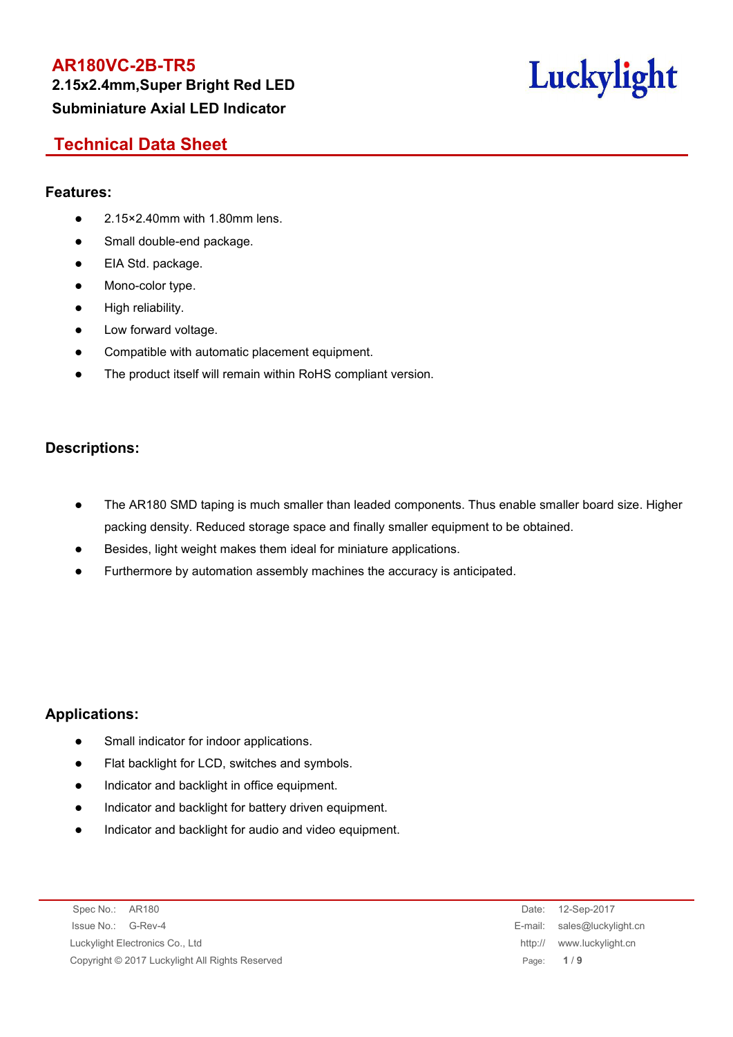# AR180VC-2B-TR5

**2.15x2.4mm,Super Bright Red LED**

**Subminiature Axial LED Indicator**

Luckylight

## Technical Data Sheet

### Features:

- 2.15×2.40mm with 1.80mm lens.
- Small double-end package.
- EIA Std. package.
- Mono-color type.
- High reliability.
- Low forward voltage.
- Compatible with automatic placement equipment.
- The product itself will remain within RoHS compliant version.

### Descriptions:

- The AR180 SMD taping is much smaller than leaded components. Thus enable smaller board size. Higher packing density. Reduced storage space and finally smaller equipment to be obtained.
- Besides, light weight makes them ideal for miniature applications.
- Furthermore by automation assembly machines the accuracy is anticipated.

### Applications:

- Small indicator for indoor applications.
- Flat backlight for LCD, switches and symbols.
- Indicator and backlight in office equipment.
- Indicator and backlight for battery driven equipment.
- Indicator and backlight for audio and video equipment.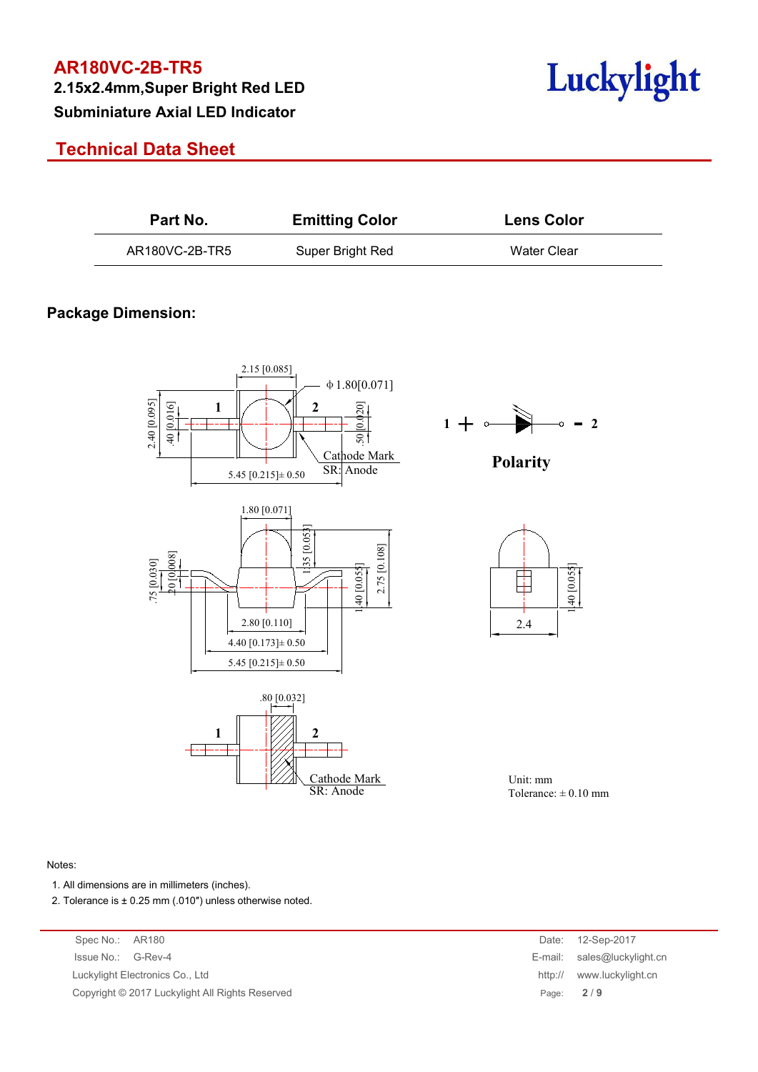# AR180VC-2B-TR5

**2.15x2.4mm,Super Bright Red LED**

**Subminiature Axial LED Indicator**

## Technical Data Sheet

| Part No. | Emitting Color | Lens Color |
|---|---|---|
| AR180VC-2B-TR5 | Super Bright Red | Water Clear |

### Package Dimension:

Unit: mm
Tolerance: ± 0.10 mm

Notes:

1. All dimensions are in millimeters (inches).
2. Tolerance is ± 0.25 mm (.010″) unless otherwise noted.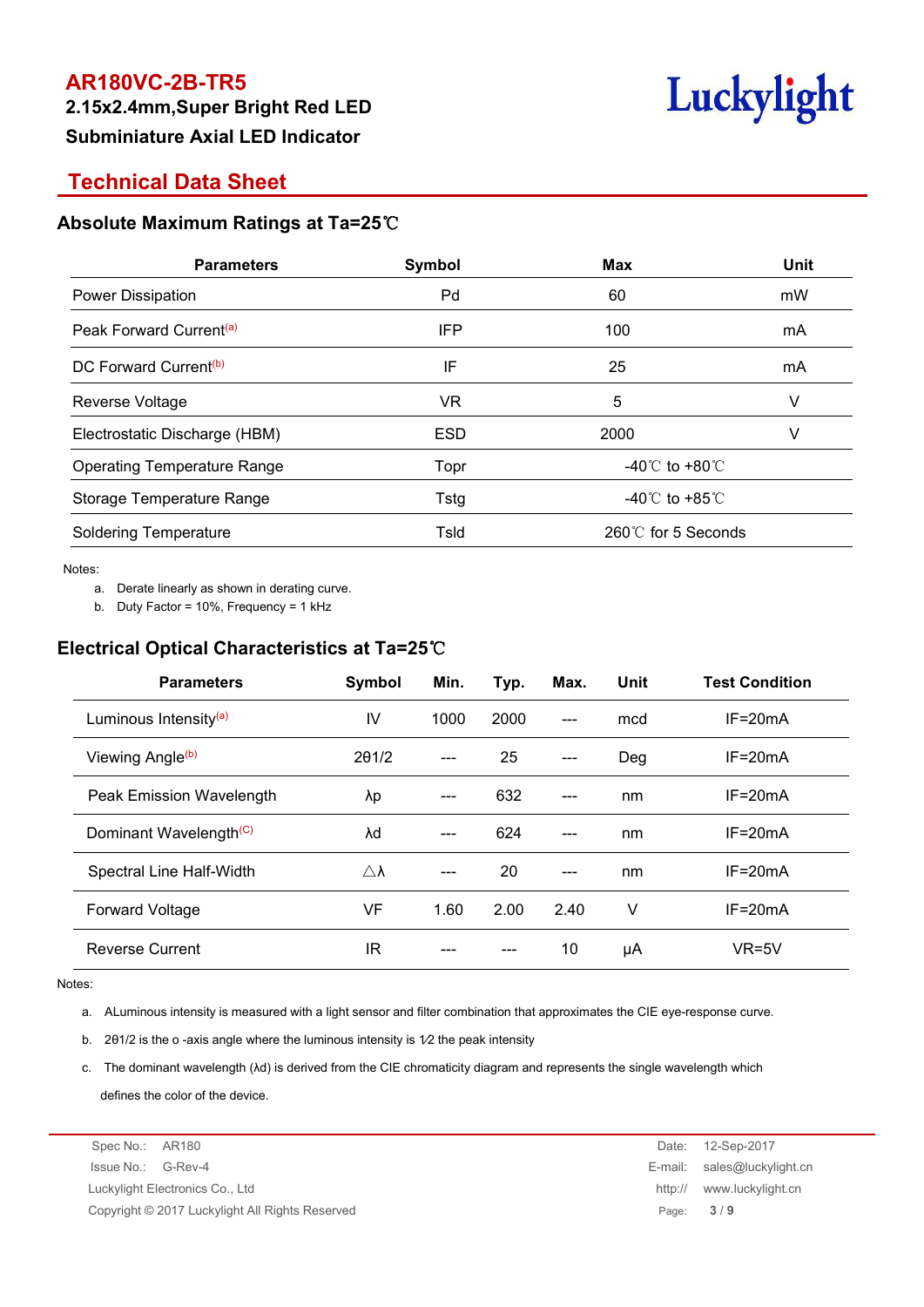# AR180VC-2B-TR5

**2.15x2.4mm,Super Bright Red LED**

**Subminiature Axial LED Indicator**

## Technical Data Sheet

### Absolute Maximum Ratings at Ta=25℃

| Parameters | Symbol | Max | Unit |
|---|---|---|---|
| Power Dissipation | Pd | 60 | mW |
| Peak Forward Current[(a)] | IFP | 100 | mA |
| DC Forward Current[(b)] | IF | 25 | mA |
| Reverse Voltage | VR | 5 | V |
| Electrostatic Discharge (HBM) | ESD | 2000 | V |
| Operating Temperature Range | Topr | -40℃ to +80℃ | |
| Storage Temperature Range | Tstg | -40℃ to +85℃ | |
| Soldering Temperature | Tsld | 260℃ for 5 Seconds | |

Notes:

a. Derate linearly as shown in derating curve.

b. Duty Factor = 10%, Frequency = 1 kHz

### Electrical Optical Characteristics at Ta=25℃

| Parameters | Symbol | Min. | Typ. | Max. | Unit | Test Condition |
|---|---|---|---|---|---|---|
| Luminous Intensity[(a)] | IV | 1000 | 2000 | --- | mcd | IF=20mA |
| Viewing Angle[(b)] | 2θ1/2 | --- | 25 | --- | Deg | IF=20mA |
| Peak Emission Wavelength | λp | --- | 632 | --- | nm | IF=20mA |
| Dominant Wavelength[(C)] | λd | --- | 624 | --- | nm | IF=20mA |
| Spectral Line Half-Width | △λ | --- | 20 | --- | nm | IF=20mA |
| Forward Voltage | VF | 1.60 | 2.00 | 2.40 | V | IF=20mA |
| Reverse Current | IR | --- | --- | 10 | μA | VR=5V |

Notes:

a. ALuminous intensity is measured with a light sensor and filter combination that approximates the CIE eye-response curve.

b. 2θ1/2 is the o -axis angle where the luminous intensity is 1⁄2 the peak intensity

c. The dominant wavelength (λd) is derived from the CIE chromaticity diagram and represents the single wavelength which defines the color of the device.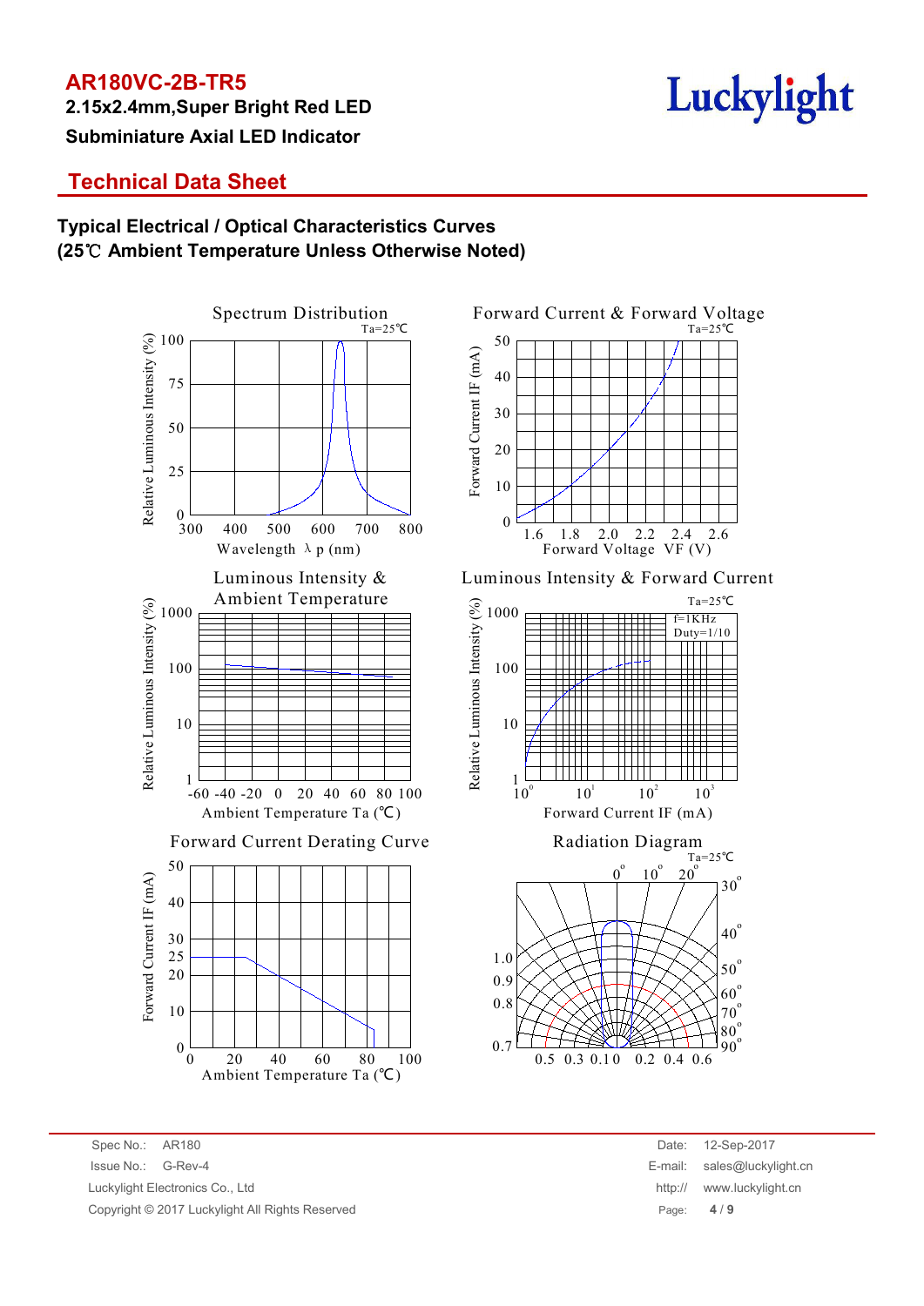# AR180VC-2B-TR5

**2.15x2.4mm,Super Bright Red LED**

**Subminiature Axial LED Indicator**

## Technical Data Sheet

### Typical Electrical / Optical Characteristics Curves
### (25℃ Ambient Temperature Unless Otherwise Noted)

Spectrum Distribution
Ta=25℃
Relative Luminous Intensity (%)
Wavelength λ p (nm)

Forward Current & Forward Voltage
Ta=25℃
Forward Current IF (mA)
Forward Voltage VF (V)

Luminous Intensity & Ambient Temperature
Relative Luminous Intensity (%)
Ambient Temperature Ta (℃)

Luminous Intensity & Forward Current
Ta=25℃
f=1KHz
Duty=1/10
Relative Luminous Intensity (%)
Forward Current IF (mA)

Forward Current Derating Curve
Forward Current IF (mA)
Ambient Temperature Ta (℃)

Radiation Diagram
Ta=25℃

Spec No.: AR180
Issue No.: G-Rev-4
Luckylight Electronics Co., Ltd
Copyright © 2017 Luckylight All Rights Reserved

Date: 12-Sep-2017
E-mail: sales@luckylight.cn
http:// www.luckylight.cn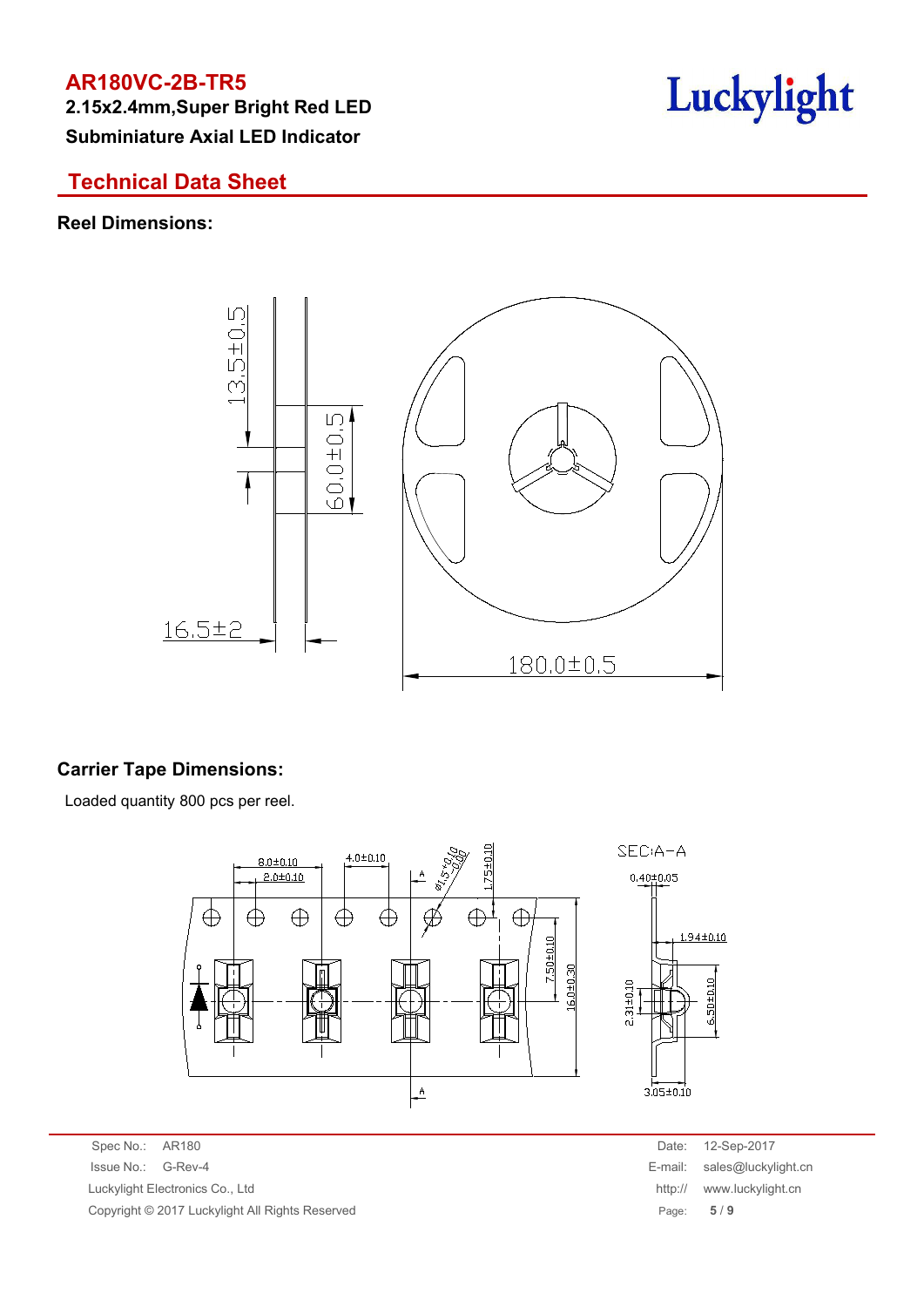# AR180VC-2B-TR5

**2.15x2.4mm,Super Bright Red LED**

**Subminiature Axial LED Indicator**

## Technical Data Sheet

### Reel Dimensions:

### Carrier Tape Dimensions:

Loaded quantity 800 pcs per reel.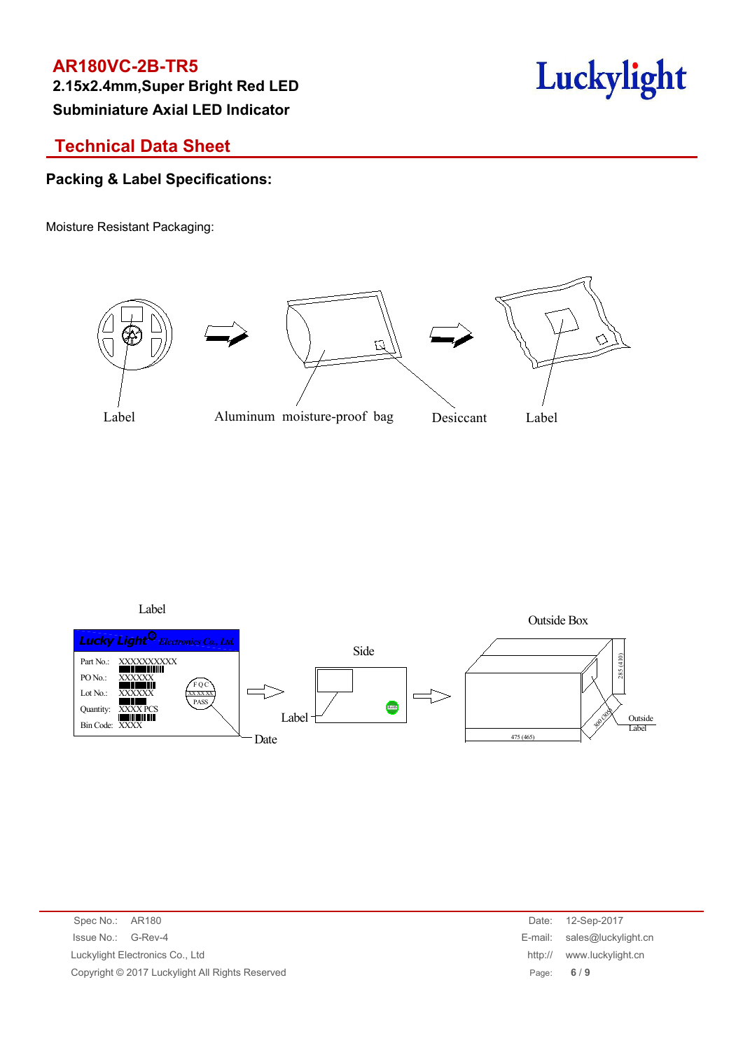**AR180VC-2B-TR5**

**2.15x2.4mm,Super Bright Red LED**

**Subminiature Axial LED Indicator**

## Technical Data Sheet

### Packing & Label Specifications:

Moisture Resistant Packaging:

Label    Aluminum moisture-proof bag    Desiccant    Label

Label

Lucky Light Electronics Co., Ltd

Part No.: XXXXXXXXXX
PO No.: XXXXXX
Lot No.: XXXXXX
Quantity: XXXX PCS
Bin Code: XXXX

FQC XXXXXX PASS

Date

Side

Label

Outside Box

285 (410)

300 (305)

475 (465)

Outside Label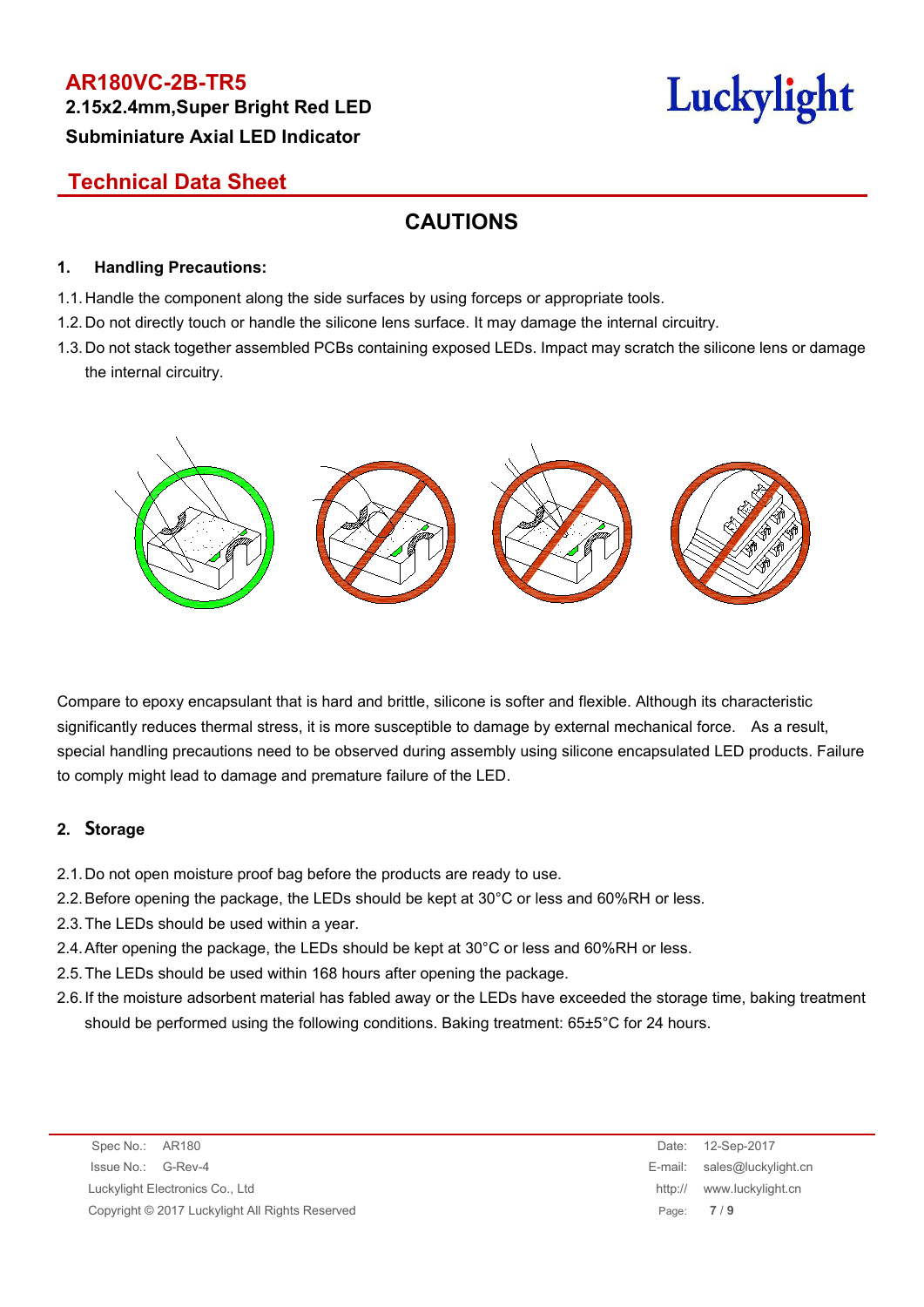**AR180VC-2B-TR5**

**2.15x2.4mm,Super Bright Red LED**

**Subminiature Axial LED Indicator**

## Technical Data Sheet

# CAUTIONS

### 1. Handling Precautions:

1.1. Handle the component along the side surfaces by using forceps or appropriate tools.

1.2. Do not directly touch or handle the silicone lens surface. It may damage the internal circuitry.

1.3. Do not stack together assembled PCBs containing exposed LEDs. Impact may scratch the silicone lens or damage the internal circuitry.

Compare to epoxy encapsulant that is hard and brittle, silicone is softer and flexible. Although its characteristic significantly reduces thermal stress, it is more susceptible to damage by external mechanical force. As a result, special handling precautions need to be observed during assembly using silicone encapsulated LED products. Failure to comply might lead to damage and premature failure of the LED.

### 2. Storage

2.1. Do not open moisture proof bag before the products are ready to use.

2.2. Before opening the package, the LEDs should be kept at 30°C or less and 60%RH or less.

2.3. The LEDs should be used within a year.

2.4. After opening the package, the LEDs should be kept at 30°C or less and 60%RH or less.

2.5. The LEDs should be used within 168 hours after opening the package.

2.6. If the moisture adsorbent material has fabled away or the LEDs have exceeded the storage time, baking treatment should be performed using the following conditions. Baking treatment: 65±5°C for 24 hours.

Spec No.: AR180 Date: 12-Sep-2017
Issue No.: G-Rev-4 E-mail: sales@luckylight.cn
Luckylight Electronics Co., Ltd http:// www.luckylight.cn
Copyright © 2017 Luckylight All Rights Reserved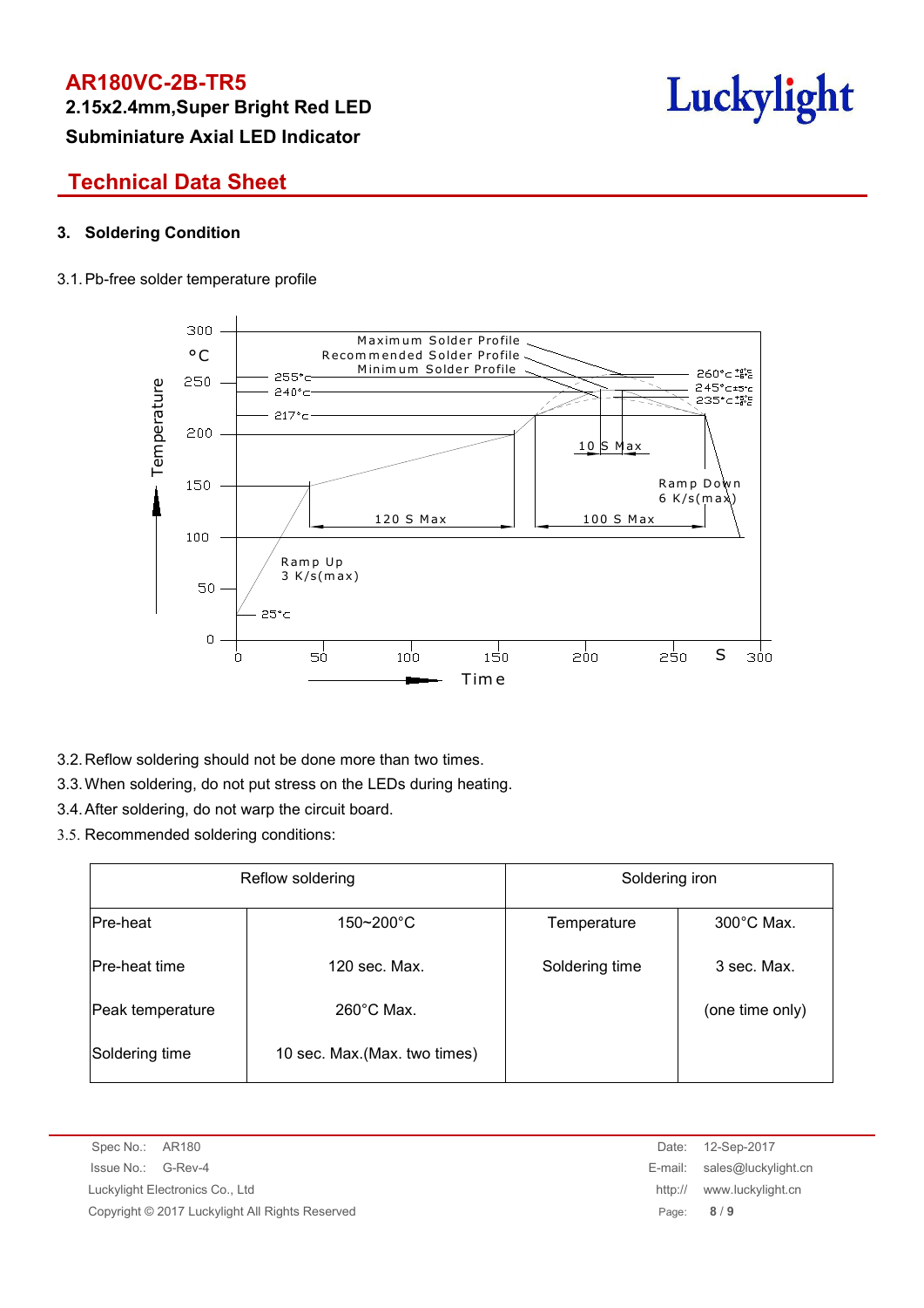# AR180VC-2B-TR5

**2.15x2.4mm,Super Bright Red LED**

**Subminiature Axial LED Indicator**

## Technical Data Sheet

### 3. Soldering Condition

3.1. Pb-free solder temperature profile

3.2. Reflow soldering should not be done more than two times.

3.3. When soldering, do not put stress on the LEDs during heating.

3.4. After soldering, do not warp the circuit board.

3.5. Recommended soldering conditions:

| Reflow soldering | | Soldering iron | |
|---|---|---|---|
| Pre-heat | 150~200°C | Temperature | 300°C Max. |
| Pre-heat time | 120 sec. Max. | Soldering time | 3 sec. Max. |
| Peak temperature | 260°C Max. | | (one time only) |
| Soldering time | 10 sec. Max.(Max. two times) | | |

Spec No.: AR180

Issue No.: G-Rev-4

Luckylight Electronics Co., Ltd

Copyright © 2017 Luckylight All Rights Reserved

Date: 12-Sep-2017

E-mail: sales@luckylight.cn

http:// www.luckylight.cn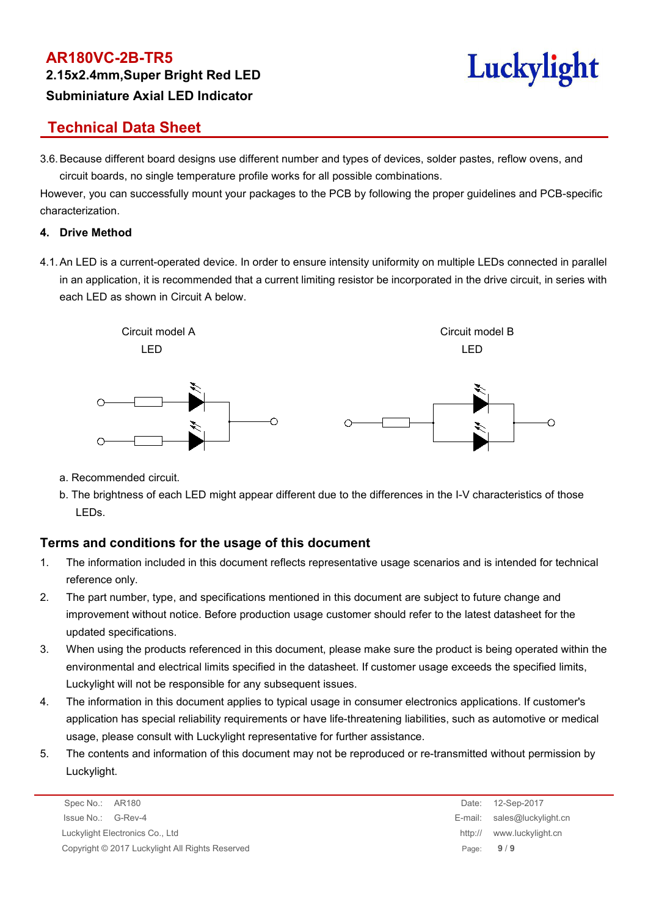3.6. Because different board designs use different number and types of devices, solder pastes, reflow ovens, and circuit boards, no single temperature profile works for all possible combinations.

However, you can successfully mount your packages to the PCB by following the proper guidelines and PCB-specific characterization.

## 4. Drive Method

4.1. An LED is a current-operated device. In order to ensure intensity uniformity on multiple LEDs connected in parallel in an application, it is recommended that a current limiting resistor be incorporated in the drive circuit, in series with each LED as shown in Circuit A below.

Circuit model A

LED

Circuit model B

LED

a. Recommended circuit.

b. The brightness of each LED might appear different due to the differences in the I-V characteristics of those LEDs.

## Terms and conditions for the usage of this document

1. The information included in this document reflects representative usage scenarios and is intended for technical reference only.
2. The part number, type, and specifications mentioned in this document are subject to future change and improvement without notice. Before production usage customer should refer to the latest datasheet for the updated specifications.
3. When using the products referenced in this document, please make sure the product is being operated within the environmental and electrical limits specified in the datasheet. If customer usage exceeds the specified limits, Luckylight will not be responsible for any subsequent issues.
4. The information in this document applies to typical usage in consumer electronics applications. If customer's application has special reliability requirements or have life-threatening liabilities, such as automotive or medical usage, please consult with Luckylight representative for further assistance.
5. The contents and information of this document may not be reproduced or re-transmitted without permission by Luckylight.